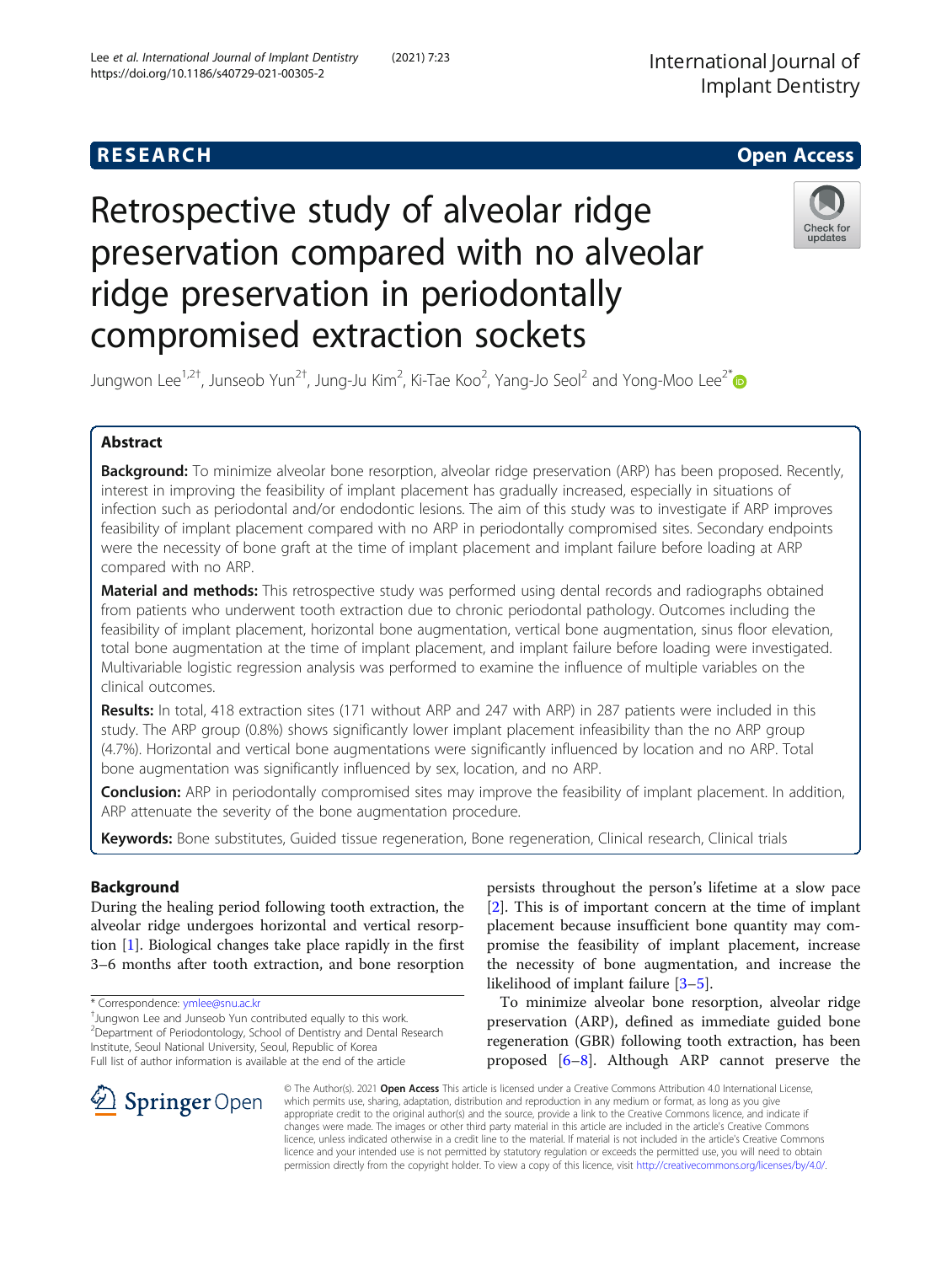# Retrospective study of alveolar ridge preservation compared with no alveolar ridge preservation in periodontally compromised extraction sockets

Jungwon Lee[1,2†], Junseob Yun[2†], Jung-Ju Kim[2], Ki-Tae Koo[2], Yang-Jo Seol[2] and Yong-Moo Lee[2*]

## Abstract

**Background:** To minimize alveolar bone resorption, alveolar ridge preservation (ARP) has been proposed. Recently, interest in improving the feasibility of implant placement has gradually increased, especially in situations of infection such as periodontal and/or endodontic lesions. The aim of this study was to investigate if ARP improves feasibility of implant placement compared with no ARP in periodontally compromised sites. Secondary endpoints were the necessity of bone graft at the time of implant placement and implant failure before loading at ARP compared with no ARP.

**Material and methods:** This retrospective study was performed using dental records and radiographs obtained from patients who underwent tooth extraction due to chronic periodontal pathology. Outcomes including the feasibility of implant placement, horizontal bone augmentation, vertical bone augmentation, sinus floor elevation, total bone augmentation at the time of implant placement, and implant failure before loading were investigated. Multivariable logistic regression analysis was performed to examine the influence of multiple variables on the clinical outcomes.

**Results:** In total, 418 extraction sites (171 without ARP and 247 with ARP) in 287 patients were included in this study. The ARP group (0.8%) shows significantly lower implant placement infeasibility than the no ARP group (4.7%). Horizontal and vertical bone augmentations were significantly influenced by location and no ARP. Total bone augmentation was significantly influenced by sex, location, and no ARP.

**Conclusion:** ARP in periodontally compromised sites may improve the feasibility of implant placement. In addition, ARP attenuate the severity of the bone augmentation procedure.

**Keywords:** Bone substitutes, Guided tissue regeneration, Bone regeneration, Clinical research, Clinical trials

## Background

During the healing period following tooth extraction, the alveolar ridge undergoes horizontal and vertical resorption [1]. Biological changes take place rapidly in the first 3–6 months after tooth extraction, and bone resorption persists throughout the person's lifetime at a slow pace [2]. This is of important concern at the time of implant placement because insufficient bone quantity may compromise the feasibility of implant placement, increase the necessity of bone augmentation, and increase the likelihood of implant failure [3–5].

To minimize alveolar bone resorption, alveolar ridge preservation (ARP), defined as immediate guided bone regeneration (GBR) following tooth extraction, has been proposed [6–8]. Although ARP cannot preserve the

\* Correspondence: ymlee@snu.ac.kr

†Jungwon Lee and Junseob Yun contributed equally to this work.

[2]Department of Periodontology, School of Dentistry and Dental Research Institute, Seoul National University, Seoul, Republic of Korea

Full list of author information is available at the end of the article

© The Author(s). 2021 **Open Access** This article is licensed under a Creative Commons Attribution 4.0 International License, which permits use, sharing, adaptation, distribution and reproduction in any medium or format, as long as you give appropriate credit to the original author(s) and the source, provide a link to the Creative Commons licence, and indicate if changes were made. The images or other third party material in this article are included in the article's Creative Commons licence, unless indicated otherwise in a credit line to the material. If material is not included in the article's Creative Commons licence and your intended use is not permitted by statutory regulation or exceeds the permitted use, you will need to obtain permission directly from the copyright holder. To view a copy of this licence, visit http://creativecommons.org/licenses/by/4.0/.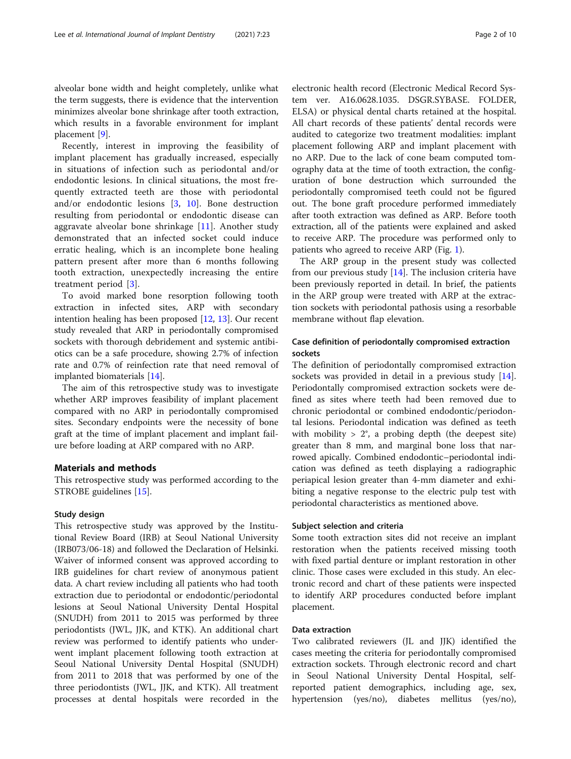alveolar bone width and height completely, unlike what the term suggests, there is evidence that the intervention minimizes alveolar bone shrinkage after tooth extraction, which results in a favorable environment for implant placement [9].

Recently, interest in improving the feasibility of implant placement has gradually increased, especially in situations of infection such as periodontal and/or endodontic lesions. In clinical situations, the most frequently extracted teeth are those with periodontal and/or endodontic lesions [3, 10]. Bone destruction resulting from periodontal or endodontic disease can aggravate alveolar bone shrinkage [11]. Another study demonstrated that an infected socket could induce erratic healing, which is an incomplete bone healing pattern present after more than 6 months following tooth extraction, unexpectedly increasing the entire treatment period [3].

To avoid marked bone resorption following tooth extraction in infected sites, ARP with secondary intention healing has been proposed [12, 13]. Our recent study revealed that ARP in periodontally compromised sockets with thorough debridement and systemic antibiotics can be a safe procedure, showing 2.7% of infection rate and 0.7% of reinfection rate that need removal of implanted biomaterials [14].

The aim of this retrospective study was to investigate whether ARP improves feasibility of implant placement compared with no ARP in periodontally compromised sites. Secondary endpoints were the necessity of bone graft at the time of implant placement and implant failure before loading at ARP compared with no ARP.

## Materials and methods

This retrospective study was performed according to the STROBE guidelines [15].

### Study design

This retrospective study was approved by the Institutional Review Board (IRB) at Seoul National University (IRB073/06-18) and followed the Declaration of Helsinki. Waiver of informed consent was approved according to IRB guidelines for chart review of anonymous patient data. A chart review including all patients who had tooth extraction due to periodontal or endodontic/periodontal lesions at Seoul National University Dental Hospital (SNUDH) from 2011 to 2015 was performed by three periodontists (JWL, JJK, and KTK). An additional chart review was performed to identify patients who underwent implant placement following tooth extraction at Seoul National University Dental Hospital (SNUDH) from 2011 to 2018 that was performed by one of the three periodontists (JWL, JJK, and KTK). All treatment processes at dental hospitals were recorded in the electronic health record (Electronic Medical Record System ver. A16.0628.1035. DSGR.SYBASE. FOLDER, ELSA) or physical dental charts retained at the hospital. All chart records of these patients' dental records were audited to categorize two treatment modalities: implant placement following ARP and implant placement with no ARP. Due to the lack of cone beam computed tomography data at the time of tooth extraction, the configuration of bone destruction which surrounded the periodontally compromised teeth could not be figured out. The bone graft procedure performed immediately after tooth extraction was defined as ARP. Before tooth extraction, all of the patients were explained and asked to receive ARP. The procedure was performed only to patients who agreed to receive ARP (Fig. 1).

The ARP group in the present study was collected from our previous study [14]. The inclusion criteria have been previously reported in detail. In brief, the patients in the ARP group were treated with ARP at the extraction sockets with periodontal pathosis using a resorbable membrane without flap elevation.

### Case definition of periodontally compromised extraction sockets

The definition of periodontally compromised extraction sockets was provided in detail in a previous study [14]. Periodontally compromised extraction sockets were defined as sites where teeth had been removed due to chronic periodontal or combined endodontic/periodontal lesions. Periodontal indication was defined as teeth with mobility > 2°, a probing depth (the deepest site) greater than 8 mm, and marginal bone loss that narrowed apically. Combined endodontic–periodontal indication was defined as teeth displaying a radiographic periapical lesion greater than 4-mm diameter and exhibiting a negative response to the electric pulp test with periodontal characteristics as mentioned above.

### Subject selection and criteria

Some tooth extraction sites did not receive an implant restoration when the patients received missing tooth with fixed partial denture or implant restoration in other clinic. Those cases were excluded in this study. An electronic record and chart of these patients were inspected to identify ARP procedures conducted before implant placement.

### Data extraction

Two calibrated reviewers (JL and JJK) identified the cases meeting the criteria for periodontally compromised extraction sockets. Through electronic record and chart in Seoul National University Dental Hospital, self-reported patient demographics, including age, sex, hypertension (yes/no), diabetes mellitus (yes/no),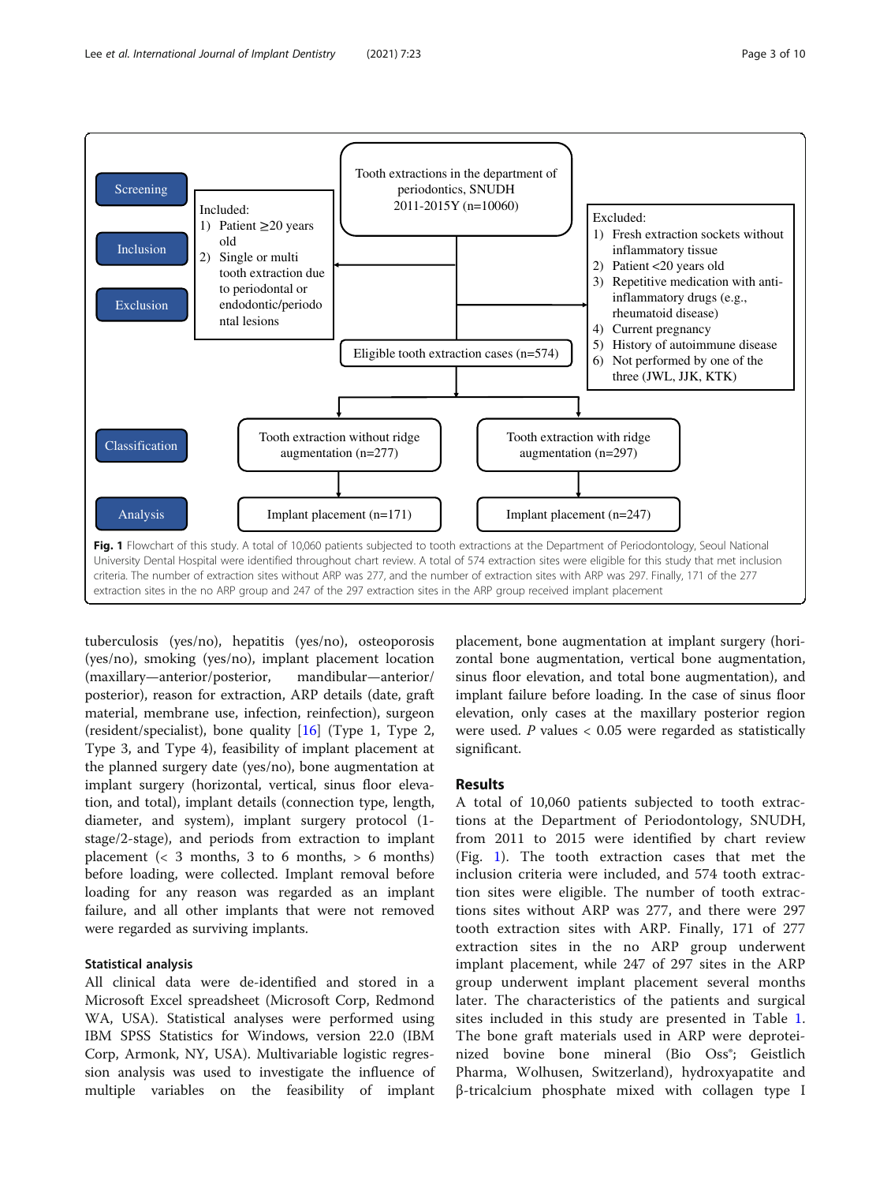Tooth extractions in the department of periodontics, SNUDH 2011-2015Y (n=10060)

Screening

Inclusion

Exclusion

Included:
1) Patient ≥20 years old
2) Single or multi tooth extraction due to periodontal or endodontic/periodontal lesions

Excluded:
1) Fresh extraction sockets without inflammatory tissue
2) Patient <20 years old
3) Repetitive medication with anti-inflammatory drugs (e.g., rheumatoid disease)
4) Current pregnancy
5) History of autoimmune disease
6) Not performed by one of the three (JWL, JJK, KTK)

Eligible tooth extraction cases (n=574)

Classification

Tooth extraction without ridge augmentation (n=277)

Tooth extraction with ridge augmentation (n=297)

Analysis

Implant placement (n=171)

Implant placement (n=247)

**Fig. 1** Flowchart of this study. A total of 10,060 patients subjected to tooth extractions at the Department of Periodontology, Seoul National University Dental Hospital were identified throughout chart review. A total of 574 extraction sites were eligible for this study that met inclusion criteria. The number of extraction sites without ARP was 277, and the number of extraction sites with ARP was 297. Finally, 171 of the 277 extraction sites in the no ARP group and 247 of the 297 extraction sites in the ARP group received implant placement

tuberculosis (yes/no), hepatitis (yes/no), osteoporosis (yes/no), smoking (yes/no), implant placement location (maxillary—anterior/posterior, mandibular—anterior/posterior), reason for extraction, ARP details (date, graft material, membrane use, infection, reinfection), surgeon (resident/specialist), bone quality [16] (Type 1, Type 2, Type 3, and Type 4), feasibility of implant placement at the planned surgery date (yes/no), bone augmentation at implant surgery (horizontal, vertical, sinus floor elevation, and total), implant details (connection type, length, diameter, and system), implant surgery protocol (1-stage/2-stage), and periods from extraction to implant placement (< 3 months, 3 to 6 months, > 6 months) before loading, were collected. Implant removal before loading for any reason was regarded as an implant failure, and all other implants that were not removed were regarded as surviving implants.

### Statistical analysis

All clinical data were de-identified and stored in a Microsoft Excel spreadsheet (Microsoft Corp, Redmond WA, USA). Statistical analyses were performed using IBM SPSS Statistics for Windows, version 22.0 (IBM Corp, Armonk, NY, USA). Multivariable logistic regression analysis was used to investigate the influence of multiple variables on the feasibility of implant placement, bone augmentation at implant surgery (horizontal bone augmentation, vertical bone augmentation, sinus floor elevation, and total bone augmentation), and implant failure before loading. In the case of sinus floor elevation, only cases at the maxillary posterior region were used. *P* values < 0.05 were regarded as statistically significant.

## Results

A total of 10,060 patients subjected to tooth extractions at the Department of Periodontology, SNUDH, from 2011 to 2015 were identified by chart review (Fig. 1). The tooth extraction cases that met the inclusion criteria were included, and 574 tooth extraction sites were eligible. The number of tooth extractions sites without ARP was 277, and there were 297 tooth extraction sites with ARP. Finally, 171 of 277 extraction sites in the no ARP group underwent implant placement, while 247 of 297 sites in the ARP group underwent implant placement several months later. The characteristics of the patients and surgical sites included in this study are presented in Table 1. The bone graft materials used in ARP were deproteinized bovine bone mineral (Bio Oss®; Geistlich Pharma, Wolhusen, Switzerland), hydroxyapatite and β-tricalcium phosphate mixed with collagen type I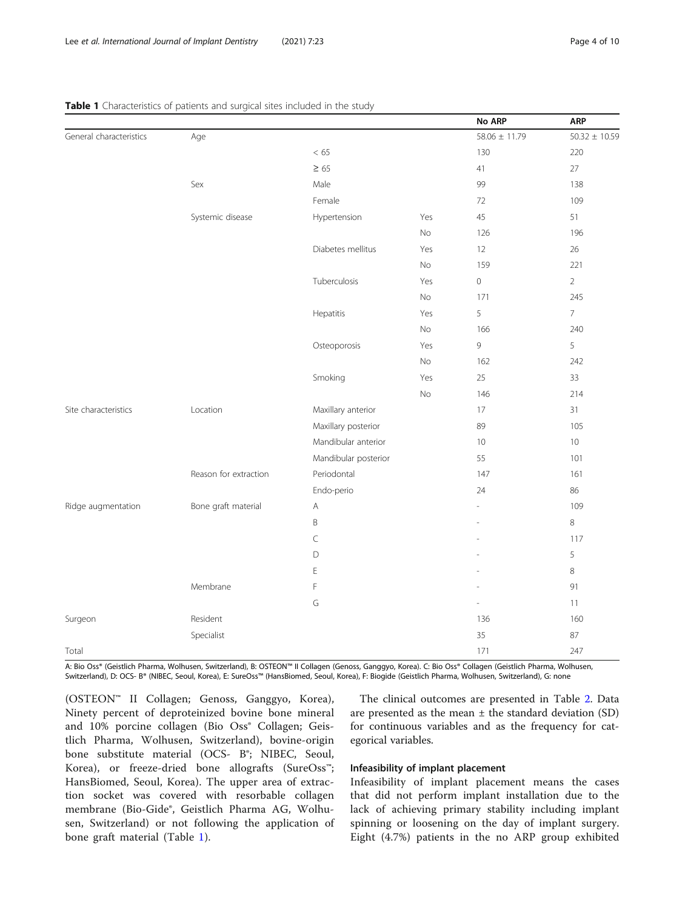**Table 1** Characteristics of patients and surgical sites included in the study

| | | | | No ARP | ARP |
|---|---|---|---|---|---|
| General characteristics | Age | | | 58.06 ± 11.79 | 50.32 ± 10.59 |
| | | < 65 | | 130 | 220 |
| | | ≥ 65 | | 41 | 27 |
| | Sex | Male | | 99 | 138 |
| | | Female | | 72 | 109 |
| | Systemic disease | Hypertension | Yes | 45 | 51 |
| | | | No | 126 | 196 |
| | | Diabetes mellitus | Yes | 12 | 26 |
| | | | No | 159 | 221 |
| | | Tuberculosis | Yes | 0 | 2 |
| | | | No | 171 | 245 |
| | | Hepatitis | Yes | 5 | 7 |
| | | | No | 166 | 240 |
| | | Osteoporosis | Yes | 9 | 5 |
| | | | No | 162 | 242 |
| | | Smoking | Yes | 25 | 33 |
| | | | No | 146 | 214 |
| Site characteristics | Location | Maxillary anterior | | 17 | 31 |
| | | Maxillary posterior | | 89 | 105 |
| | | Mandibular anterior | | 10 | 10 |
| | | Mandibular posterior | | 55 | 101 |
| | Reason for extraction | Periodontal | | 147 | 161 |
| | | Endo-perio | | 24 | 86 |
| Ridge augmentation | Bone graft material | A | | - | 109 |
| | | B | | - | 8 |
| | | C | | - | 117 |
| | | D | | - | 5 |
| | | E | | - | 8 |
| | Membrane | F | | - | 91 |
| | | G | | - | 11 |
| Surgeon | Resident | | | 136 | 160 |
| | Specialist | | | 35 | 87 |
| Total | | | | 171 | 247 |

A: Bio Oss® (Geistlich Pharma, Wolhusen, Switzerland), B: OSTEON™ II Collagen (Genoss, Ganggyo, Korea). C: Bio Oss® Collagen (Geistlich Pharma, Wolhusen, Switzerland), D: OCS- B® (NIBEC, Seoul, Korea), E: SureOss™ (HansBiomed, Seoul, Korea), F: Biogide (Geistlich Pharma, Wolhusen, Switzerland), G: none

(OSTEON™ II Collagen; Genoss, Ganggyo, Korea), Ninety percent of deproteinized bovine bone mineral and 10% porcine collagen (Bio Oss® Collagen; Geistlich Pharma, Wolhusen, Switzerland), bovine-origin bone substitute material (OCS- B®; NIBEC, Seoul, Korea), or freeze-dried bone allografts (SureOss™; HansBiomed, Seoul, Korea). The upper area of extraction socket was covered with resorbable collagen membrane (Bio-Gide®, Geistlich Pharma AG, Wolhusen, Switzerland) or not following the application of bone graft material (Table 1).

The clinical outcomes are presented in Table 2. Data are presented as the mean ± the standard deviation (SD) for continuous variables and as the frequency for categorical variables.

### Infeasibility of implant placement

Infeasibility of implant placement means the cases that did not perform implant installation due to the lack of achieving primary stability including implant spinning or loosening on the day of implant surgery. Eight (4.7%) patients in the no ARP group exhibited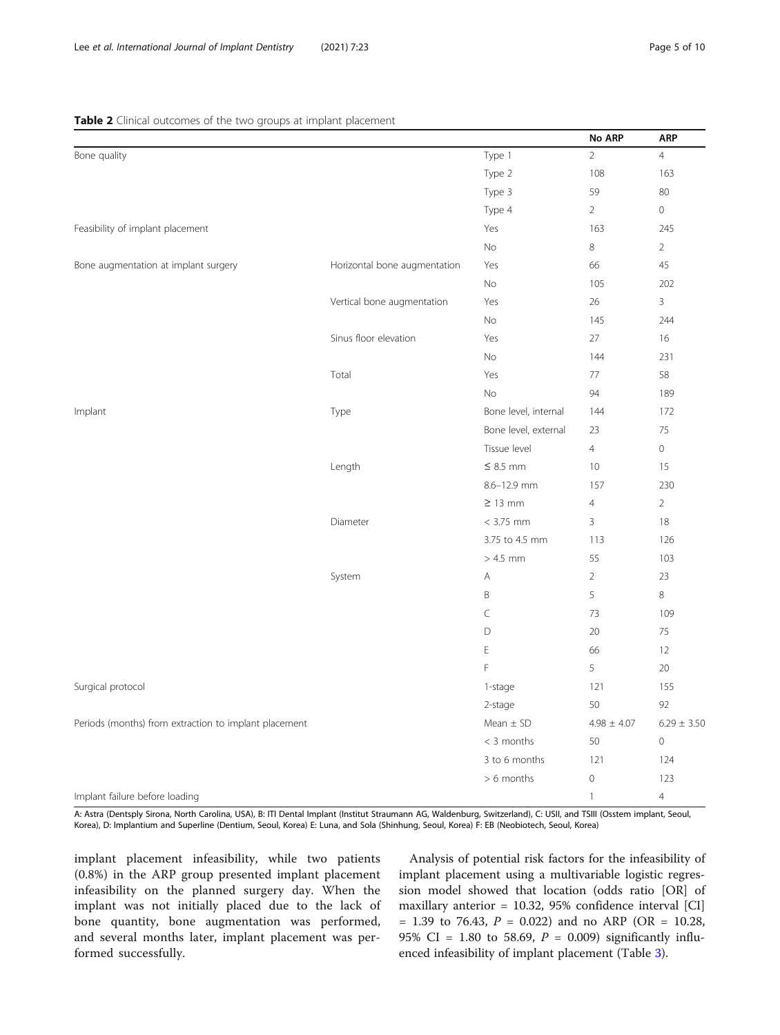**Table 2** Clinical outcomes of the two groups at implant placement

| | | | No ARP | ARP |
|---|---|---|---|---|
| Bone quality | | Type 1 | 2 | 4 |
| | | Type 2 | 108 | 163 |
| | | Type 3 | 59 | 80 |
| | | Type 4 | 2 | 0 |
| Feasibility of implant placement | | Yes | 163 | 245 |
| | | No | 8 | 2 |
| Bone augmentation at implant surgery | Horizontal bone augmentation | Yes | 66 | 45 |
| | | No | 105 | 202 |
| | Vertical bone augmentation | Yes | 26 | 3 |
| | | No | 145 | 244 |
| | Sinus floor elevation | Yes | 27 | 16 |
| | | No | 144 | 231 |
| | Total | Yes | 77 | 58 |
| | | No | 94 | 189 |
| Implant | Type | Bone level, internal | 144 | 172 |
| | | Bone level, external | 23 | 75 |
| | | Tissue level | 4 | 0 |
| | Length | ≤ 8.5 mm | 10 | 15 |
| | | 8.6–12.9 mm | 157 | 230 |
| | | ≥ 13 mm | 4 | 2 |
| | Diameter | < 3.75 mm | 3 | 18 |
| | | 3.75 to 4.5 mm | 113 | 126 |
| | | > 4.5 mm | 55 | 103 |
| | System | A | 2 | 23 |
| | | B | 5 | 8 |
| | | C | 73 | 109 |
| | | D | 20 | 75 |
| | | E | 66 | 12 |
| | | F | 5 | 20 |
| Surgical protocol | | 1-stage | 121 | 155 |
| | | 2-stage | 50 | 92 |
| Periods (months) from extraction to implant placement | | Mean ± SD | 4.98 ± 4.07 | 6.29 ± 3.50 |
| | | < 3 months | 50 | 0 |
| | | 3 to 6 months | 121 | 124 |
| | | > 6 months | 0 | 123 |
| Implant failure before loading | | | 1 | 4 |

A: Astra (Dentsply Sirona, North Carolina, USA), B: ITI Dental Implant (Institut Straumann AG, Waldenburg, Switzerland), C: USII, and TSIII (Osstem implant, Seoul, Korea), D: Implantium and Superline (Dentium, Seoul, Korea) E: Luna, and Sola (Shinhung, Seoul, Korea) F: EB (Neobiotech, Seoul, Korea)

implant placement infeasibility, while two patients (0.8%) in the ARP group presented implant placement infeasibility on the planned surgery day. When the implant was not initially placed due to the lack of bone quantity, bone augmentation was performed, and several months later, implant placement was performed successfully.

Analysis of potential risk factors for the infeasibility of implant placement using a multivariable logistic regression model showed that location (odds ratio [OR] of maxillary anterior = 10.32, 95% confidence interval [CI] = 1.39 to 76.43, $P$ = 0.022) and no ARP (OR = 10.28, 95% CI = 1.80 to 58.69, $P$ = 0.009) significantly influenced infeasibility of implant placement (Table 3).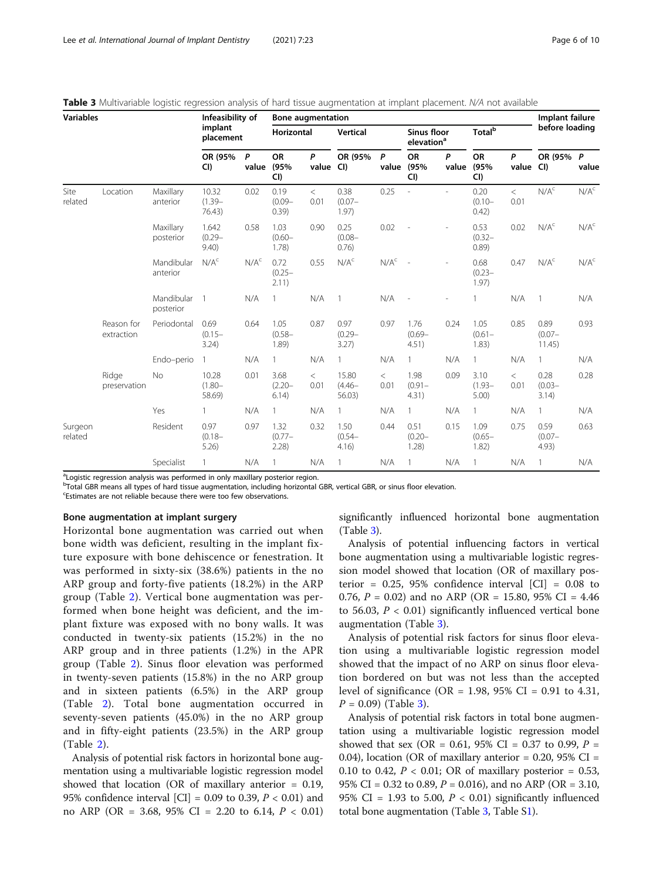**Table 3** Multivariable logistic regression analysis of hard tissue augmentation at implant placement. N/A not available

| Variables | | | Infeasibility of implant placement | | Bone augmentation | | | | | | | | Implant failure before loading | |
|---|---|---|---|---|---|---|---|---|---|---|---|---|---|---|
| | | | | | Horizontal | | Vertical | | Sinus floor elevation[a] | | Total[b] | | | |
| | | | OR (95% CI) | P value | OR (95% CI) | P value | OR (95% CI) | P value | OR (95% CI) | P value | OR (95% CI) | P value | OR (95% CI) | P value |
| Site related | Location | Maxillary anterior | 10.32 (1.39–76.43) | 0.02 | 0.19 (0.09–0.39) | < 0.01 | 0.38 (0.07–1.97) | 0.25 | - | - | 0.20 (0.10–0.42) | < 0.01 | N/A[c] | N/A[c] |
| | | Maxillary posterior | 1.642 (0.29–9.40) | 0.58 | 1.03 (0.60–1.78) | 0.90 | 0.25 (0.08–0.76) | 0.02 | - | - | 0.53 (0.32–0.89) | 0.02 | N/A[c] | N/A[c] |
| | | Mandibular anterior | N/A[c] | N/A[c] | 0.72 (0.25–2.11) | 0.55 | N/A[c] | N/A[c] | - | - | 0.68 (0.23–1.97) | 0.47 | N/A[c] | N/A[c] |
| | | Mandibular posterior | 1 | N/A | 1 | N/A | 1 | N/A | - | - | 1 | N/A | 1 | N/A |
| | Reason for extraction | Periodontal | 0.69 (0.15–3.24) | 0.64 | 1.05 (0.58–1.89) | 0.87 | 0.97 (0.29–3.27) | 0.97 | 1.76 (0.69–4.51) | 0.24 | 1.05 (0.61–1.83) | 0.85 | 0.89 (0.07–11.45) | 0.93 |
| | | Endo–perio | 1 | N/A | 1 | N/A | 1 | N/A | 1 | N/A | 1 | N/A | 1 | N/A |
| | Ridge preservation | No | 10.28 (1.80–58.69) | 0.01 | 3.68 (2.20–6.14) | < 0.01 | 15.80 (4.46–56.03) | < 0.01 | 1.98 (0.91–4.31) | 0.09 | 3.10 (1.93–5.00) | < 0.01 | 0.28 (0.03–3.14) | 0.28 |
| | | Yes | 1 | N/A | 1 | N/A | 1 | N/A | 1 | N/A | 1 | N/A | 1 | N/A |
| Surgeon related | | Resident | 0.97 (0.18–5.26) | 0.97 | 1.32 (0.77–2.28) | 0.32 | 1.50 (0.54–4.16) | 0.44 | 0.51 (0.20–1.28) | 0.15 | 1.09 (0.65–1.82) | 0.75 | 0.59 (0.07–4.93) | 0.63 |
| | | Specialist | 1 | N/A | 1 | N/A | 1 | N/A | 1 | N/A | 1 | N/A | 1 | N/A |

[a]Logistic regression analysis was performed in only maxillary posterior region.
[b]Total GBR means all types of hard tissue augmentation, including horizontal GBR, vertical GBR, or sinus floor elevation.
[c]Estimates are not reliable because there were too few observations.

#### Bone augmentation at implant surgery

Horizontal bone augmentation was carried out when bone width was deficient, resulting in the implant fixture exposure with bone dehiscence or fenestration. It was performed in sixty-six (38.6%) patients in the no ARP group and forty-five patients (18.2%) in the ARP group (Table 2). Vertical bone augmentation was performed when bone height was deficient, and the implant fixture was exposed with no bony walls. It was conducted in twenty-six patients (15.2%) in the no ARP group and in three patients (1.2%) in the APR group (Table 2). Sinus floor elevation was performed in twenty-seven patients (15.8%) in the no ARP group and in sixteen patients (6.5%) in the ARP group (Table 2). Total bone augmentation occurred in seventy-seven patients (45.0%) in the no ARP group and in fifty-eight patients (23.5%) in the ARP group (Table 2).

Analysis of potential risk factors in horizontal bone augmentation using a multivariable logistic regression model showed that location (OR of maxillary anterior = 0.19, 95% confidence interval [CI] = 0.09 to 0.39, $P < 0.01$) and no ARP (OR = 3.68, 95% CI = 2.20 to 6.14, $P < 0.01$) significantly influenced horizontal bone augmentation (Table 3).

Analysis of potential influencing factors in vertical bone augmentation using a multivariable logistic regression model showed that location (OR of maxillary posterior = 0.25, 95% confidence interval [CI] = 0.08 to 0.76, $P = 0.02$) and no ARP (OR = 15.80, 95% CI = 4.46 to 56.03, $P < 0.01$) significantly influenced vertical bone augmentation (Table 3).

Analysis of potential risk factors for sinus floor elevation using a multivariable logistic regression model showed that the impact of no ARP on sinus floor elevation bordered on but was not less than the accepted level of significance (OR = 1.98, 95% CI = 0.91 to 4.31, $P = 0.09$) (Table 3).

Analysis of potential risk factors in total bone augmentation using a multivariable logistic regression model showed that sex (OR = 0.61, 95% CI = 0.37 to 0.99, $P = 0.04$), location (OR of maxillary anterior = 0.20, 95% CI = 0.10 to 0.42, $P < 0.01$; OR of maxillary posterior = 0.53, 95% CI = 0.32 to 0.89, $P = 0.016$), and no ARP (OR = 3.10, 95% CI = 1.93 to 5.00, $P < 0.01$) significantly influenced total bone augmentation (Table 3, Table S1).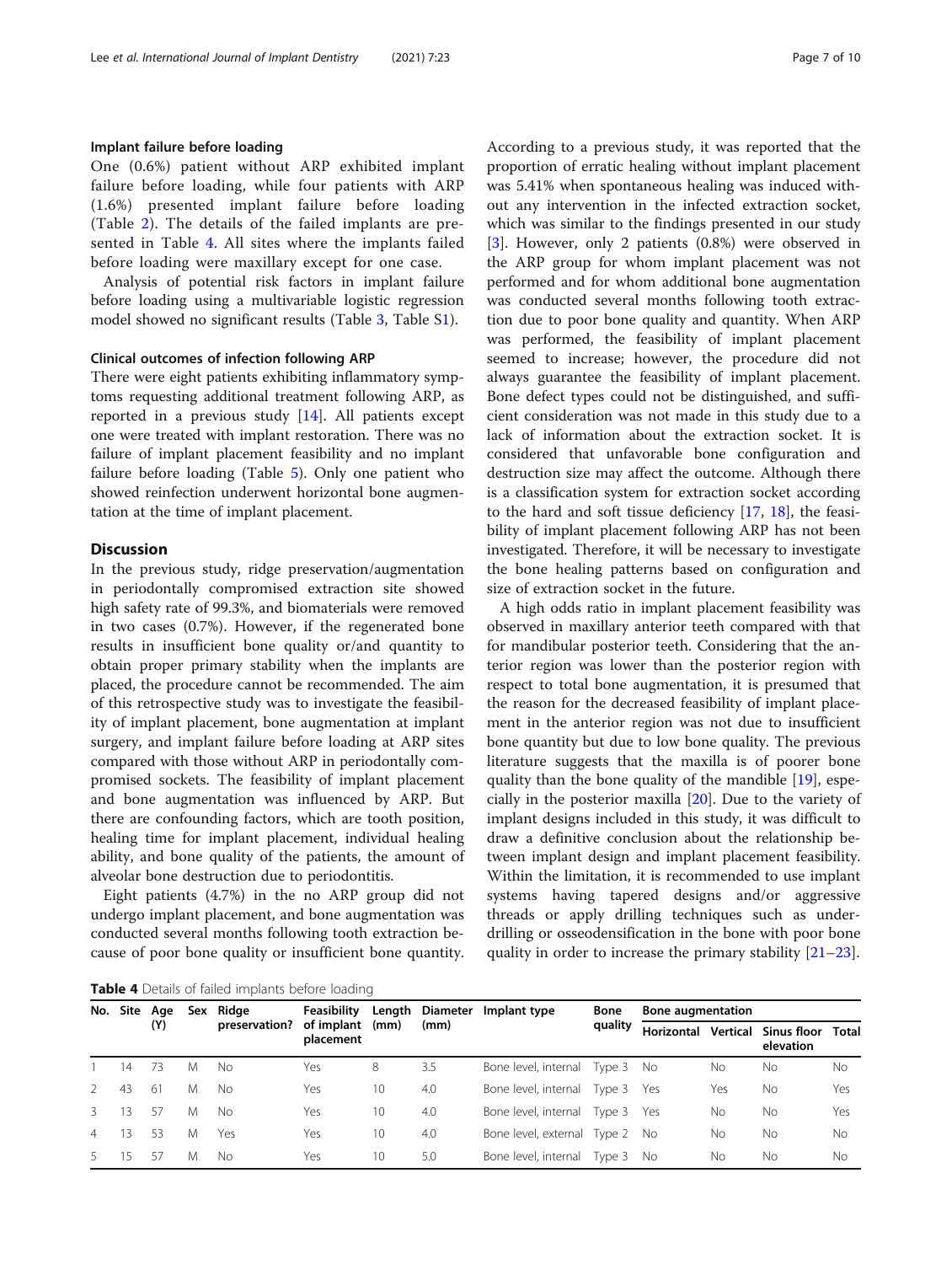#### Implant failure before loading

One (0.6%) patient without ARP exhibited implant failure before loading, while four patients with ARP (1.6%) presented implant failure before loading (Table 2). The details of the failed implants are presented in Table 4. All sites where the implants failed before loading were maxillary except for one case.

Analysis of potential risk factors in implant failure before loading using a multivariable logistic regression model showed no significant results (Table 3, Table S1).

#### Clinical outcomes of infection following ARP

There were eight patients exhibiting inflammatory symptoms requesting additional treatment following ARP, as reported in a previous study [14]. All patients except one were treated with implant restoration. There was no failure of implant placement feasibility and no implant failure before loading (Table 5). Only one patient who showed reinfection underwent horizontal bone augmentation at the time of implant placement.

## Discussion

In the previous study, ridge preservation/augmentation in periodontally compromised extraction site showed high safety rate of 99.3%, and biomaterials were removed in two cases (0.7%). However, if the regenerated bone results in insufficient bone quality or/and quantity to obtain proper primary stability when the implants are placed, the procedure cannot be recommended. The aim of this retrospective study was to investigate the feasibility of implant placement, bone augmentation at implant surgery, and implant failure before loading at ARP sites compared with those without ARP in periodontally compromised sockets. The feasibility of implant placement and bone augmentation was influenced by ARP. But there are confounding factors, which are tooth position, healing time for implant placement, individual healing ability, and bone quality of the patients, the amount of alveolar bone destruction due to periodontitis.

Eight patients (4.7%) in the no ARP group did not undergo implant placement, and bone augmentation was conducted several months following tooth extraction because of poor bone quality or insufficient bone quantity. According to a previous study, it was reported that the proportion of erratic healing without implant placement was 5.41% when spontaneous healing was induced without any intervention in the infected extraction socket, which was similar to the findings presented in our study [3]. However, only 2 patients (0.8%) were observed in the ARP group for whom implant placement was not performed and for whom additional bone augmentation was conducted several months following tooth extraction due to poor bone quality and quantity. When ARP was performed, the feasibility of implant placement seemed to increase; however, the procedure did not always guarantee the feasibility of implant placement. Bone defect types could not be distinguished, and sufficient consideration was not made in this study due to a lack of information about the extraction socket. It is considered that unfavorable bone configuration and destruction size may affect the outcome. Although there is a classification system for extraction socket according to the hard and soft tissue deficiency [17, 18], the feasibility of implant placement following ARP has not been investigated. Therefore, it will be necessary to investigate the bone healing patterns based on configuration and size of extraction socket in the future.

A high odds ratio in implant placement feasibility was observed in maxillary anterior teeth compared with that for mandibular posterior teeth. Considering that the anterior region was lower than the posterior region with respect to total bone augmentation, it is presumed that the reason for the decreased feasibility of implant placement in the anterior region was not due to insufficient bone quantity but due to low bone quality. The previous literature suggests that the maxilla is of poorer bone quality than the bone quality of the mandible [19], especially in the posterior maxilla [20]. Due to the variety of implant designs included in this study, it was difficult to draw a definitive conclusion about the relationship between implant design and implant placement feasibility. Within the limitation, it is recommended to use implant systems having tapered designs and/or aggressive threads or apply drilling techniques such as underdrilling or osseodensification in the bone with poor bone quality in order to increase the primary stability [21–23].

**Table 4** Details of failed implants before loading

| No. | Site | Age (Y) | Sex | Ridge preservation? | Feasibility of implant placement | Length (mm) | Diameter (mm) | Implant type | Bone quality | Bone augmentation | | | |
|---|---|---|---|---|---|---|---|---|---|---|---|---|---|
| | | | | | | | | | | Horizontal | Vertical | Sinus floor elevation | Total |
| 1 | 14 | 73 | M | No | Yes | 8 | 3.5 | Bone level, internal | Type 3 | No | No | No | No |
| 2 | 43 | 61 | M | No | Yes | 10 | 4.0 | Bone level, internal | Type 3 | Yes | Yes | No | Yes |
| 3 | 13 | 57 | M | No | Yes | 10 | 4.0 | Bone level, internal | Type 3 | Yes | No | No | Yes |
| 4 | 13 | 53 | M | Yes | Yes | 10 | 4.0 | Bone level, external | Type 2 | No | No | No | No |
| 5 | 15 | 57 | M | No | Yes | 10 | 5.0 | Bone level, internal | Type 3 | No | No | No | No |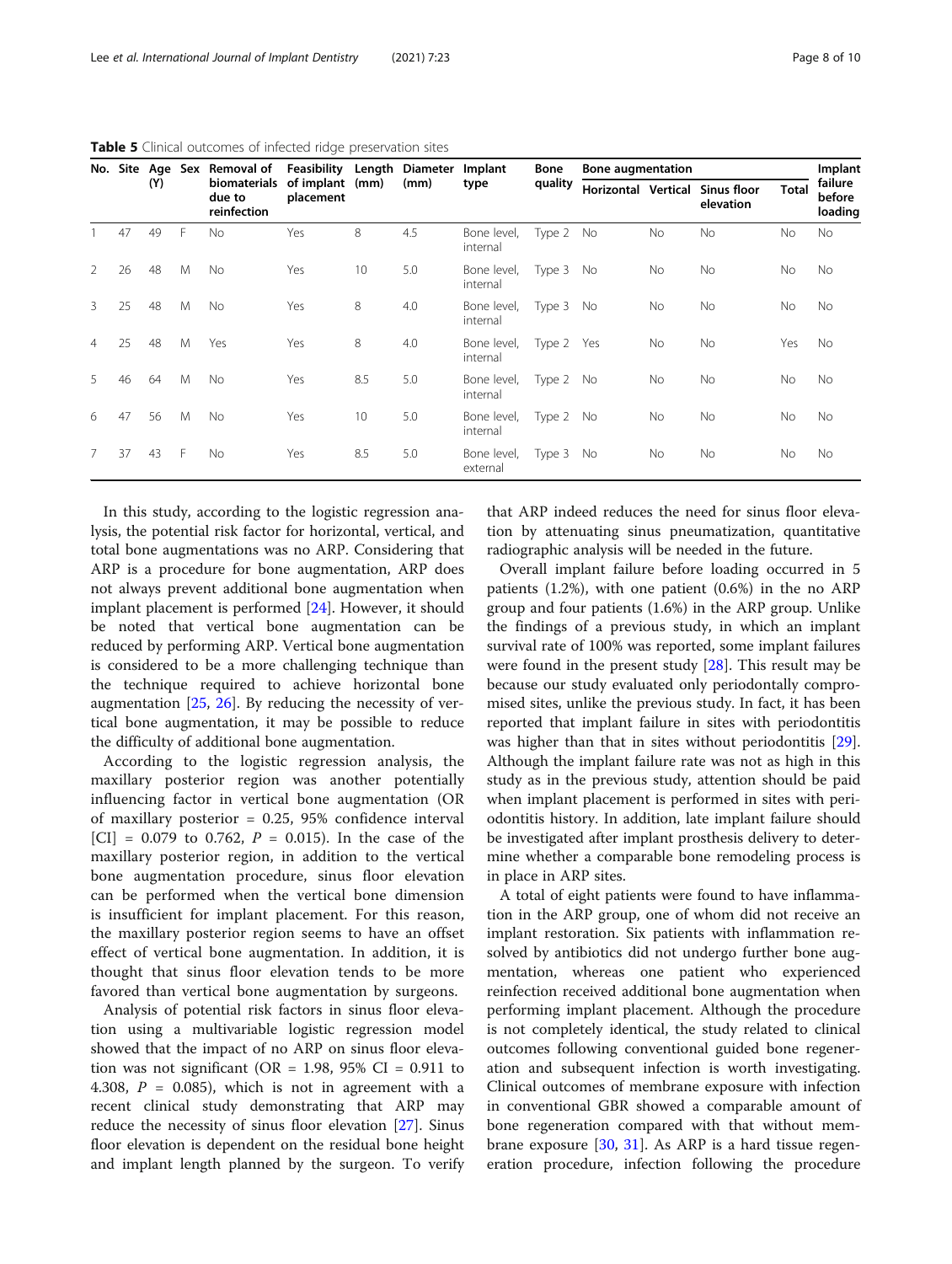**Table 5** Clinical outcomes of infected ridge preservation sites

| No. | Site | Age (Y) | Sex | Removal of biomaterials due to reinfection | Feasibility of implant placement | Length (mm) | Diameter (mm) | Implant type | Bone quality | Bone augmentation | | | | Implant failure before loading |
|---|---|---|---|---|---|---|---|---|---|---|---|---|---|---|
| | | | | | | | | | | Horizontal | Vertical | Sinus floor elevation | Total | |
| 1 | 47 | 49 | F | No | Yes | 8 | 4.5 | Bone level, internal | Type 2 | No | No | No | No | No |
| 2 | 26 | 48 | M | No | Yes | 10 | 5.0 | Bone level, internal | Type 3 | No | No | No | No | No |
| 3 | 25 | 48 | M | No | Yes | 8 | 4.0 | Bone level, internal | Type 3 | No | No | No | No | No |
| 4 | 25 | 48 | M | Yes | Yes | 8 | 4.0 | Bone level, internal | Type 2 | Yes | No | No | Yes | No |
| 5 | 46 | 64 | M | No | Yes | 8.5 | 5.0 | Bone level, internal | Type 2 | No | No | No | No | No |
| 6 | 47 | 56 | M | No | Yes | 10 | 5.0 | Bone level, internal | Type 2 | No | No | No | No | No |
| 7 | 37 | 43 | F | No | Yes | 8.5 | 5.0 | Bone level, external | Type 3 | No | No | No | No | No |

In this study, according to the logistic regression analysis, the potential risk factor for horizontal, vertical, and total bone augmentations was no ARP. Considering that ARP is a procedure for bone augmentation, ARP does not always prevent additional bone augmentation when implant placement is performed [24]. However, it should be noted that vertical bone augmentation can be reduced by performing ARP. Vertical bone augmentation is considered to be a more challenging technique than the technique required to achieve horizontal bone augmentation [25, 26]. By reducing the necessity of vertical bone augmentation, it may be possible to reduce the difficulty of additional bone augmentation.

According to the logistic regression analysis, the maxillary posterior region was another potentially influencing factor in vertical bone augmentation (OR of maxillary posterior = 0.25, 95% confidence interval [CI] = 0.079 to 0.762, $P$ = 0.015). In the case of the maxillary posterior region, in addition to the vertical bone augmentation procedure, sinus floor elevation can be performed when the vertical bone dimension is insufficient for implant placement. For this reason, the maxillary posterior region seems to have an offset effect of vertical bone augmentation. In addition, it is thought that sinus floor elevation tends to be more favored than vertical bone augmentation by surgeons.

Analysis of potential risk factors in sinus floor elevation using a multivariable logistic regression model showed that the impact of no ARP on sinus floor elevation was not significant (OR = 1.98, 95% CI = 0.911 to 4.308, $P$ = 0.085), which is not in agreement with a recent clinical study demonstrating that ARP may reduce the necessity of sinus floor elevation [27]. Sinus floor elevation is dependent on the residual bone height and implant length planned by the surgeon. To verify that ARP indeed reduces the need for sinus floor elevation by attenuating sinus pneumatization, quantitative radiographic analysis will be needed in the future.

Overall implant failure before loading occurred in 5 patients (1.2%), with one patient (0.6%) in the no ARP group and four patients (1.6%) in the ARP group. Unlike the findings of a previous study, in which an implant survival rate of 100% was reported, some implant failures were found in the present study [28]. This result may be because our study evaluated only periodontally compromised sites, unlike the previous study. In fact, it has been reported that implant failure in sites with periodontitis was higher than that in sites without periodontitis [29]. Although the implant failure rate was not as high in this study as in the previous study, attention should be paid when implant placement is performed in sites with periodontitis history. In addition, late implant failure should be investigated after implant prosthesis delivery to determine whether a comparable bone remodeling process is in place in ARP sites.

A total of eight patients were found to have inflammation in the ARP group, one of whom did not receive an implant restoration. Six patients with inflammation resolved by antibiotics did not undergo further bone augmentation, whereas one patient who experienced reinfection received additional bone augmentation when performing implant placement. Although the procedure is not completely identical, the study related to clinical outcomes following conventional guided bone regeneration and subsequent infection is worth investigating. Clinical outcomes of membrane exposure with infection in conventional GBR showed a comparable amount of bone regeneration compared with that without membrane exposure [30, 31]. As ARP is a hard tissue regeneration procedure, infection following the procedure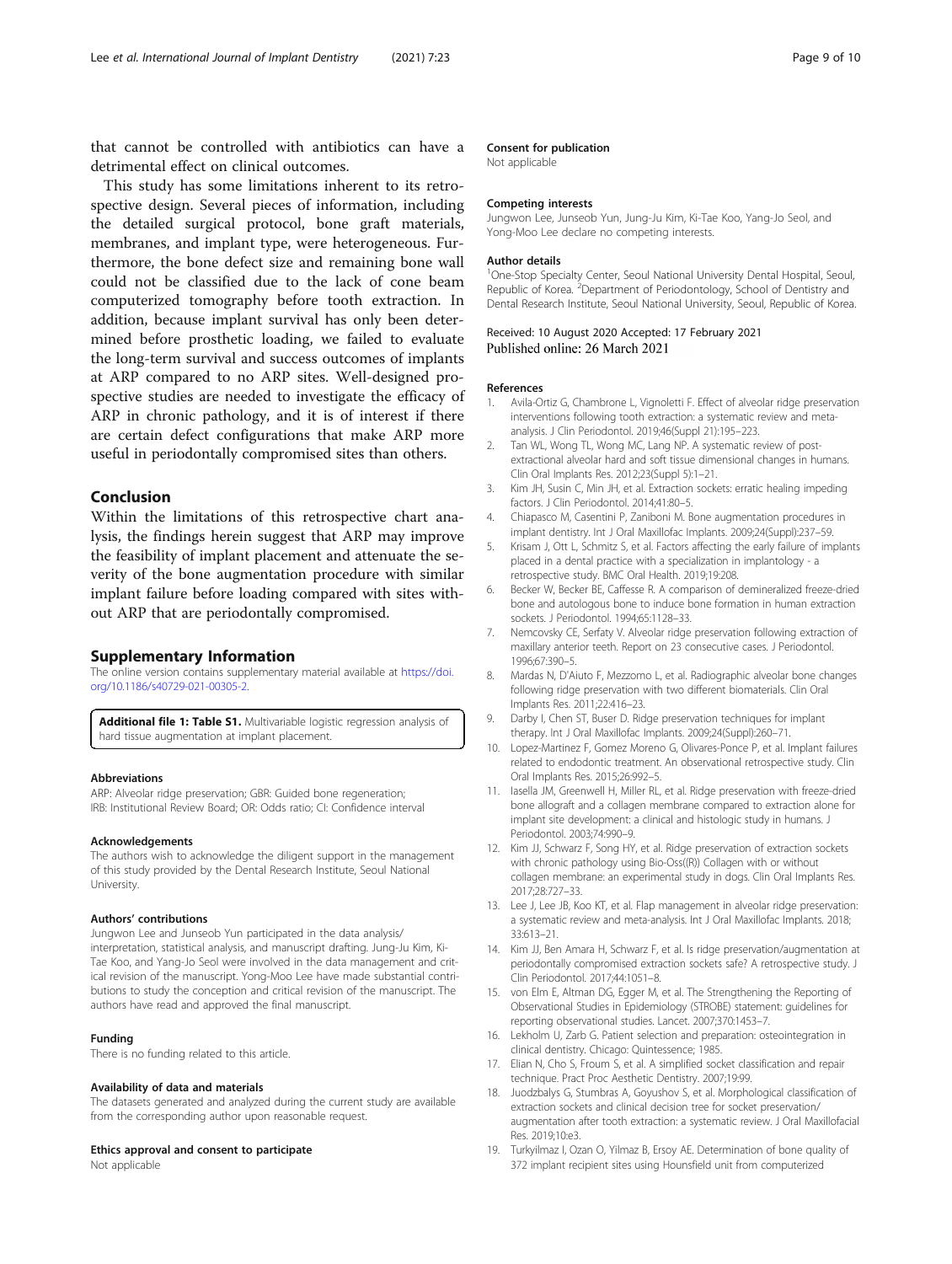that cannot be controlled with antibiotics can have a detrimental effect on clinical outcomes.

This study has some limitations inherent to its retrospective design. Several pieces of information, including the detailed surgical protocol, bone graft materials, membranes, and implant type, were heterogeneous. Furthermore, the bone defect size and remaining bone wall could not be classified due to the lack of cone beam computerized tomography before tooth extraction. In addition, because implant survival has only been determined before prosthetic loading, we failed to evaluate the long-term survival and success outcomes of implants at ARP compared to no ARP sites. Well-designed prospective studies are needed to investigate the efficacy of ARP in chronic pathology, and it is of interest if there are certain defect configurations that make ARP more useful in periodontally compromised sites than others.

## Conclusion

Within the limitations of this retrospective chart analysis, the findings herein suggest that ARP may improve the feasibility of implant placement and attenuate the severity of the bone augmentation procedure with similar implant failure before loading compared with sites without ARP that are periodontally compromised.

## Supplementary Information

The online version contains supplementary material available at https://doi.org/10.1186/s40729-021-00305-2.

**Additional file 1: Table S1.** Multivariable logistic regression analysis of hard tissue augmentation at implant placement.

### Abbreviations

ARP: Alveolar ridge preservation; GBR: Guided bone regeneration; IRB: Institutional Review Board; OR: Odds ratio; CI: Confidence interval

### Acknowledgements

The authors wish to acknowledge the diligent support in the management of this study provided by the Dental Research Institute, Seoul National University.

### Authors' contributions

Jungwon Lee and Junseob Yun participated in the data analysis/interpretation, statistical analysis, and manuscript drafting. Jung-Ju Kim, Ki-Tae Koo, and Yang-Jo Seol were involved in the data management and critical revision of the manuscript. Yong-Moo Lee have made substantial contributions to study the conception and critical revision of the manuscript. The authors have read and approved the final manuscript.

### Funding

There is no funding related to this article.

### Availability of data and materials

The datasets generated and analyzed during the current study are available from the corresponding author upon reasonable request.

### Ethics approval and consent to participate

Not applicable

### Consent for publication

Not applicable

### Competing interests

Jungwon Lee, Junseob Yun, Jung-Ju Kim, Ki-Tae Koo, Yang-Jo Seol, and Yong-Moo Lee declare no competing interests.

### Author details

[1]One-Stop Specialty Center, Seoul National University Dental Hospital, Seoul, Republic of Korea. [2]Department of Periodontology, School of Dentistry and Dental Research Institute, Seoul National University, Seoul, Republic of Korea.

Received: 10 August 2020 Accepted: 17 February 2021
Published online: 26 March 2021

### References

1. Avila-Ortiz G, Chambrone L, Vignoletti F. Effect of alveolar ridge preservation interventions following tooth extraction: a systematic review and meta-analysis. J Clin Periodontol. 2019;46(Suppl 21):195–223.
2. Tan WL, Wong TL, Wong MC, Lang NP. A systematic review of post-extractional alveolar hard and soft tissue dimensional changes in humans. Clin Oral Implants Res. 2012;23(Suppl 5):1–21.
3. Kim JH, Susin C, Min JH, et al. Extraction sockets: erratic healing impeding factors. J Clin Periodontol. 2014;41:80–5.
4. Chiapasco M, Casentini P, Zaniboni M. Bone augmentation procedures in implant dentistry. Int J Oral Maxillofac Implants. 2009;24(Suppl):237–59.
5. Krisam J, Ott L, Schmitz S, et al. Factors affecting the early failure of implants placed in a dental practice with a specialization in implantology - a retrospective study. BMC Oral Health. 2019;19:208.
6. Becker W, Becker BE, Caffesse R. A comparison of demineralized freeze-dried bone and autologous bone to induce bone formation in human extraction sockets. J Periodontol. 1994;65:1128–33.
7. Nemcovsky CE, Serfaty V. Alveolar ridge preservation following extraction of maxillary anterior teeth. Report on 23 consecutive cases. J Periodontol. 1996;67:390–5.
8. Mardas N, D'Aiuto F, Mezzomo L, et al. Radiographic alveolar bone changes following ridge preservation with two different biomaterials. Clin Oral Implants Res. 2011;22:416–23.
9. Darby I, Chen ST, Buser D. Ridge preservation techniques for implant therapy. Int J Oral Maxillofac Implants. 2009;24(Suppl):260–71.
10. Lopez-Martinez F, Gomez Moreno G, Olivares-Ponce P, et al. Implant failures related to endodontic treatment. An observational retrospective study. Clin Oral Implants Res. 2015;26:992–5.
11. Iasella JM, Greenwell H, Miller RL, et al. Ridge preservation with freeze-dried bone allograft and a collagen membrane compared to extraction alone for implant site development: a clinical and histologic study in humans. J Periodontol. 2003;74:990–9.
12. Kim JJ, Schwarz F, Song HY, et al. Ridge preservation of extraction sockets with chronic pathology using Bio-Oss((R)) Collagen with or without collagen membrane: an experimental study in dogs. Clin Oral Implants Res. 2017;28:727–33.
13. Lee J, Lee JB, Koo KT, et al. Flap management in alveolar ridge preservation: a systematic review and meta-analysis. Int J Oral Maxillofac Implants. 2018; 33:613–21.
14. Kim JJ, Ben Amara H, Schwarz F, et al. Is ridge preservation/augmentation at periodontally compromised extraction sockets safe? A retrospective study. J Clin Periodontol. 2017;44:1051–8.
15. von Elm E, Altman DG, Egger M, et al. The Strengthening the Reporting of Observational Studies in Epidemiology (STROBE) statement: guidelines for reporting observational studies. Lancet. 2007;370:1453–7.
16. Lekholm U, Zarb G. Patient selection and preparation: osteointegration in clinical dentistry. Chicago: Quintessence; 1985.
17. Elian N, Cho S, Froum S, et al. A simplified socket classification and repair technique. Pract Proc Aesthetic Dentistry. 2007;19:99.
18. Juodzbalys G, Stumbras A, Goyushov S, et al. Morphological classification of extraction sockets and clinical decision tree for socket preservation/augmentation after tooth extraction: a systematic review. J Oral Maxillofacial Res. 2019;10:e3.
19. Turkyilmaz I, Ozan O, Yilmaz B, Ersoy AE. Determination of bone quality of 372 implant recipient sites using Hounsfield unit from computerized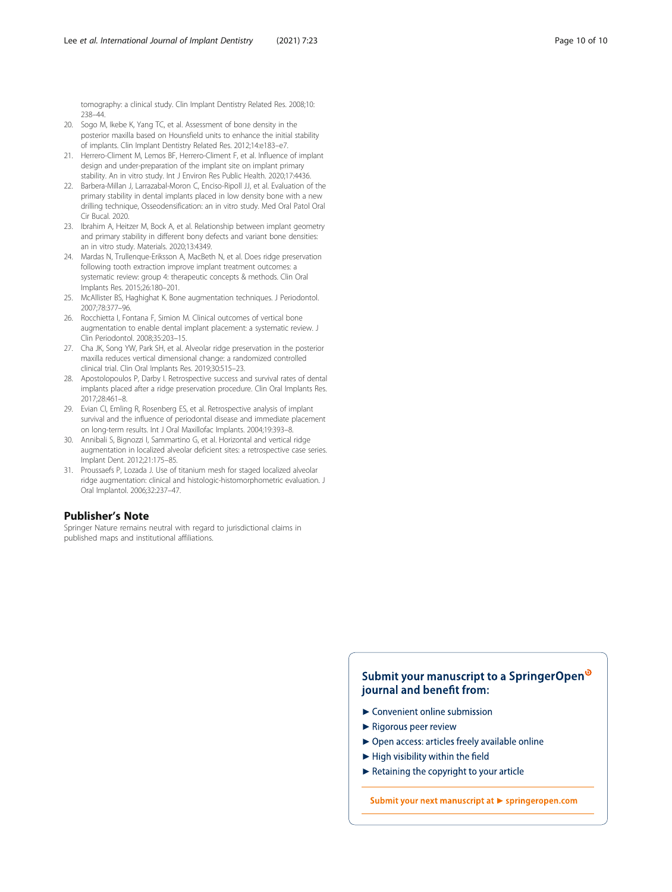tomography: a clinical study. Clin Implant Dentistry Related Res. 2008;10: 238–44.

20. Sogo M, Ikebe K, Yang TC, et al. Assessment of bone density in the posterior maxilla based on Hounsfield units to enhance the initial stability of implants. Clin Implant Dentistry Related Res. 2012;14:e183–e7.
21. Herrero-Climent M, Lemos BF, Herrero-Climent F, et al. Influence of implant design and under-preparation of the implant site on implant primary stability. An in vitro study. Int J Environ Res Public Health. 2020;17:4436.
22. Barbera-Millan J, Larrazabal-Moron C, Enciso-Ripoll JJ, et al. Evaluation of the primary stability in dental implants placed in low density bone with a new drilling technique, Osseodensification: an in vitro study. Med Oral Patol Oral Cir Bucal. 2020.
23. Ibrahim A, Heitzer M, Bock A, et al. Relationship between implant geometry and primary stability in different bony defects and variant bone densities: an in vitro study. Materials. 2020;13:4349.
24. Mardas N, Trullenque-Eriksson A, MacBeth N, et al. Does ridge preservation following tooth extraction improve implant treatment outcomes: a systematic review: group 4: therapeutic concepts & methods. Clin Oral Implants Res. 2015;26:180–201.
25. McAllister BS, Haghighat K. Bone augmentation techniques. J Periodontol. 2007;78:377–96.
26. Rocchietta I, Fontana F, Simion M. Clinical outcomes of vertical bone augmentation to enable dental implant placement: a systematic review. J Clin Periodontol. 2008;35:203–15.
27. Cha JK, Song YW, Park SH, et al. Alveolar ridge preservation in the posterior maxilla reduces vertical dimensional change: a randomized controlled clinical trial. Clin Oral Implants Res. 2019;30:515–23.
28. Apostolopoulos P, Darby I. Retrospective success and survival rates of dental implants placed after a ridge preservation procedure. Clin Oral Implants Res. 2017;28:461–8.
29. Evian CI, Emling R, Rosenberg ES, et al. Retrospective analysis of implant survival and the influence of periodontal disease and immediate placement on long-term results. Int J Oral Maxillofac Implants. 2004;19:393–8.
30. Annibali S, Bignozzi I, Sammartino G, et al. Horizontal and vertical ridge augmentation in localized alveolar deficient sites: a retrospective case series. Implant Dent. 2012;21:175–85.
31. Proussaefs P, Lozada J. Use of titanium mesh for staged localized alveolar ridge augmentation: clinical and histologic-histomorphometric evaluation. J Oral Implantol. 2006;32:237–47.

## Publisher's Note

Springer Nature remains neutral with regard to jurisdictional claims in published maps and institutional affiliations.

**Submit your manuscript to a SpringerOpen journal and benefit from:**

- ► Convenient online submission
- ► Rigorous peer review
- ► Open access: articles freely available online
- ► High visibility within the field
- ► Retaining the copyright to your article

**Submit your next manuscript at ► springeropen.com**